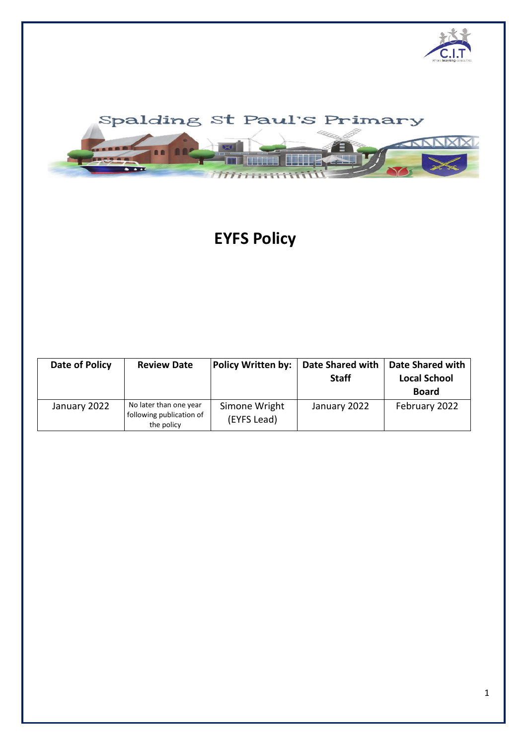Spalding St Paul's Primary

# EYFS Policy

| Date of Policy | Review Date | Policy Written by: | Date Shared with Staff | Date Shared with Local School Board |
| --- | --- | --- | --- | --- |
| January 2022 | No later than one year following publication of the policy | Simone Wright (EYFS Lead) | January 2022 | February 2022 |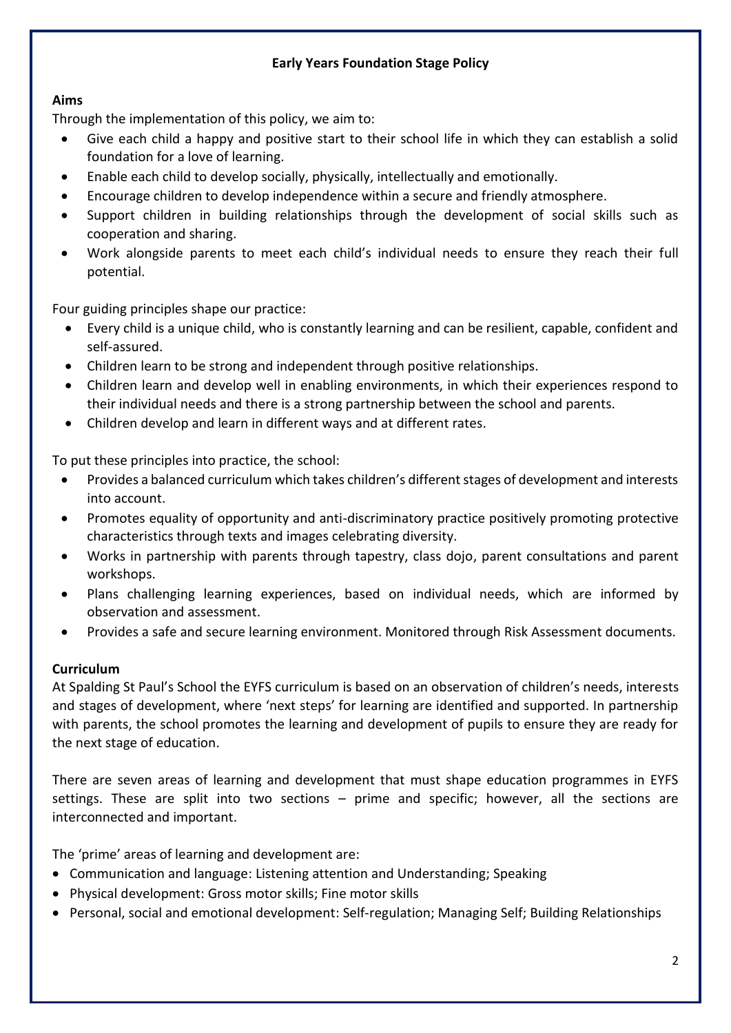**Early Years Foundation Stage Policy**

**Aims**

Through the implementation of this policy, we aim to:

- Give each child a happy and positive start to their school life in which they can establish a solid foundation for a love of learning.
- Enable each child to develop socially, physically, intellectually and emotionally.
- Encourage children to develop independence within a secure and friendly atmosphere.
- Support children in building relationships through the development of social skills such as cooperation and sharing.
- Work alongside parents to meet each child's individual needs to ensure they reach their full potential.

Four guiding principles shape our practice:

- Every child is a unique child, who is constantly learning and can be resilient, capable, confident and self-assured.
- Children learn to be strong and independent through positive relationships.
- Children learn and develop well in enabling environments, in which their experiences respond to their individual needs and there is a strong partnership between the school and parents.
- Children develop and learn in different ways and at different rates.

To put these principles into practice, the school:

- Provides a balanced curriculum which takes children's different stages of development and interests into account.
- Promotes equality of opportunity and anti-discriminatory practice positively promoting protective characteristics through texts and images celebrating diversity.
- Works in partnership with parents through tapestry, class dojo, parent consultations and parent workshops.
- Plans challenging learning experiences, based on individual needs, which are informed by observation and assessment.
- Provides a safe and secure learning environment. Monitored through Risk Assessment documents.

**Curriculum**

At Spalding St Paul's School the EYFS curriculum is based on an observation of children's needs, interests and stages of development, where 'next steps' for learning are identified and supported. In partnership with parents, the school promotes the learning and development of pupils to ensure they are ready for the next stage of education.

There are seven areas of learning and development that must shape education programmes in EYFS settings. These are split into two sections – prime and specific; however, all the sections are interconnected and important.

The 'prime' areas of learning and development are:

- Communication and language: Listening attention and Understanding; Speaking
- Physical development: Gross motor skills; Fine motor skills
- Personal, social and emotional development: Self-regulation; Managing Self; Building Relationships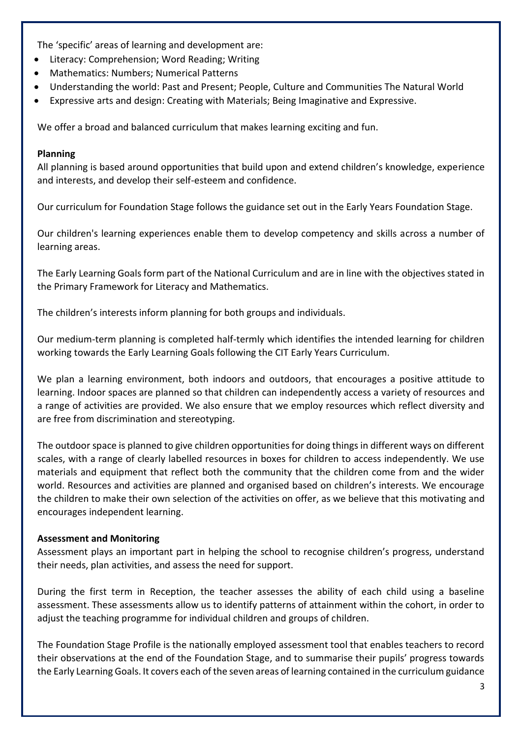The 'specific' areas of learning and development are:

- Literacy: Comprehension; Word Reading; Writing
- Mathematics: Numbers; Numerical Patterns
- Understanding the world: Past and Present; People, Culture and Communities The Natural World
- Expressive arts and design: Creating with Materials; Being Imaginative and Expressive.

We offer a broad and balanced curriculum that makes learning exciting and fun.

**Planning**

All planning is based around opportunities that build upon and extend children's knowledge, experience and interests, and develop their self-esteem and confidence.

Our curriculum for Foundation Stage follows the guidance set out in the Early Years Foundation Stage.

Our children's learning experiences enable them to develop competency and skills across a number of learning areas.

The Early Learning Goals form part of the National Curriculum and are in line with the objectives stated in the Primary Framework for Literacy and Mathematics.

The children's interests inform planning for both groups and individuals.

Our medium-term planning is completed half-termly which identifies the intended learning for children working towards the Early Learning Goals following the CIT Early Years Curriculum.

We plan a learning environment, both indoors and outdoors, that encourages a positive attitude to learning. Indoor spaces are planned so that children can independently access a variety of resources and a range of activities are provided. We also ensure that we employ resources which reflect diversity and are free from discrimination and stereotyping.

The outdoor space is planned to give children opportunities for doing things in different ways on different scales, with a range of clearly labelled resources in boxes for children to access independently. We use materials and equipment that reflect both the community that the children come from and the wider world. Resources and activities are planned and organised based on children's interests. We encourage the children to make their own selection of the activities on offer, as we believe that this motivating and encourages independent learning.

**Assessment and Monitoring**

Assessment plays an important part in helping the school to recognise children's progress, understand their needs, plan activities, and assess the need for support.

During the first term in Reception, the teacher assesses the ability of each child using a baseline assessment. These assessments allow us to identify patterns of attainment within the cohort, in order to adjust the teaching programme for individual children and groups of children.

The Foundation Stage Profile is the nationally employed assessment tool that enables teachers to record their observations at the end of the Foundation Stage, and to summarise their pupils' progress towards the Early Learning Goals. It covers each of the seven areas of learning contained in the curriculum guidance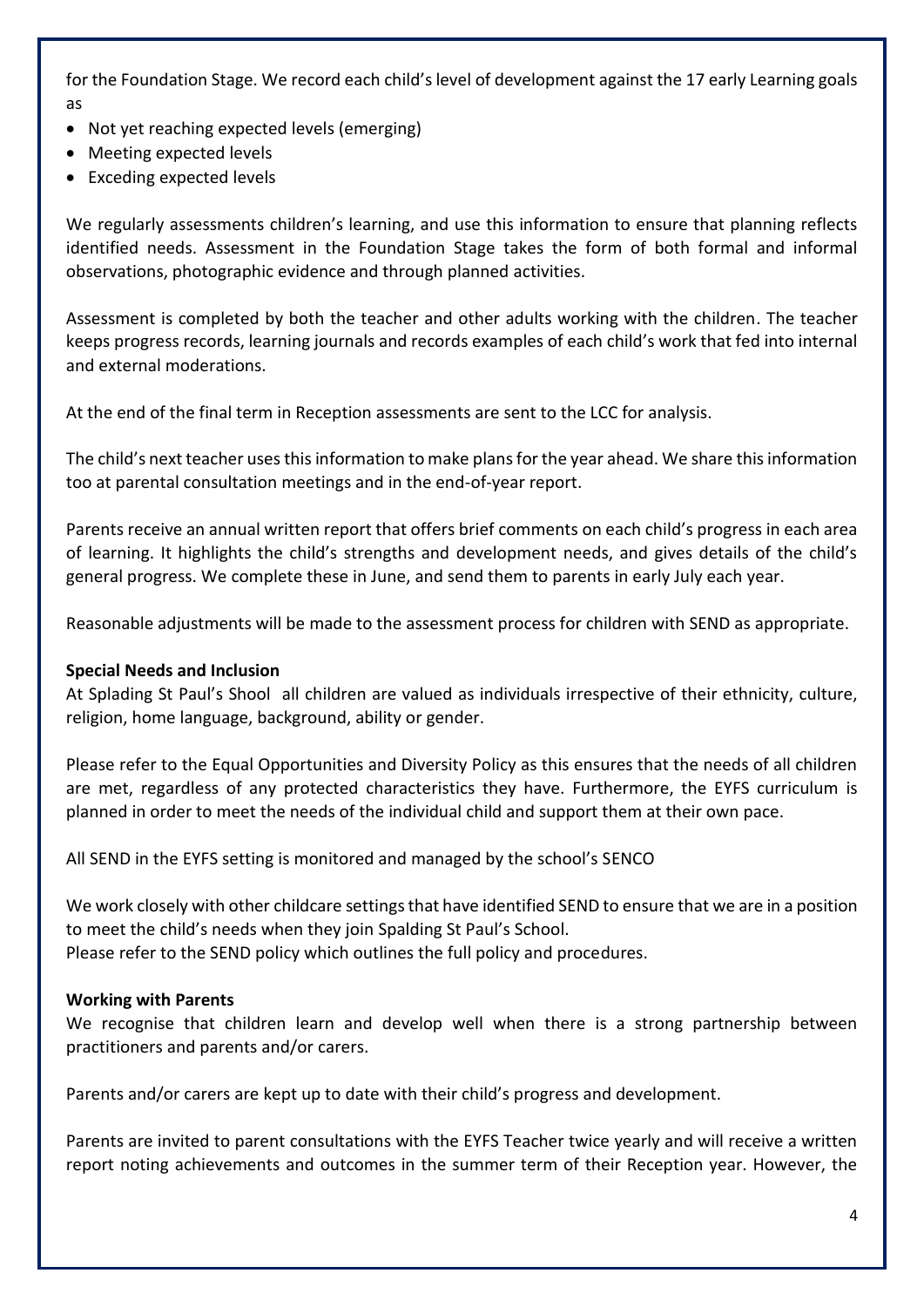for the Foundation Stage. We record each child's level of development against the 17 early Learning goals as

- Not yet reaching expected levels (emerging)
- Meeting expected levels
- Exceding expected levels

We regularly assessments children's learning, and use this information to ensure that planning reflects identified needs. Assessment in the Foundation Stage takes the form of both formal and informal observations, photographic evidence and through planned activities.

Assessment is completed by both the teacher and other adults working with the children. The teacher keeps progress records, learning journals and records examples of each child's work that fed into internal and external moderations.

At the end of the final term in Reception assessments are sent to the LCC for analysis.

The child's next teacher uses this information to make plans for the year ahead. We share this information too at parental consultation meetings and in the end-of-year report.

Parents receive an annual written report that offers brief comments on each child's progress in each area of learning. It highlights the child's strengths and development needs, and gives details of the child's general progress. We complete these in June, and send them to parents in early July each year.

Reasonable adjustments will be made to the assessment process for children with SEND as appropriate.

**Special Needs and Inclusion**

At Splading St Paul's Shool  all children are valued as individuals irrespective of their ethnicity, culture, religion, home language, background, ability or gender.

Please refer to the Equal Opportunities and Diversity Policy as this ensures that the needs of all children are met, regardless of any protected characteristics they have. Furthermore, the EYFS curriculum is planned in order to meet the needs of the individual child and support them at their own pace.

All SEND in the EYFS setting is monitored and managed by the school's SENCO

We work closely with other childcare settings that have identified SEND to ensure that we are in a position to meet the child's needs when they join Spalding St Paul's School.
Please refer to the SEND policy which outlines the full policy and procedures.

**Working with Parents**

We recognise that children learn and develop well when there is a strong partnership between practitioners and parents and/or carers.

Parents and/or carers are kept up to date with their child's progress and development.

Parents are invited to parent consultations with the EYFS Teacher twice yearly and will receive a written report noting achievements and outcomes in the summer term of their Reception year. However, the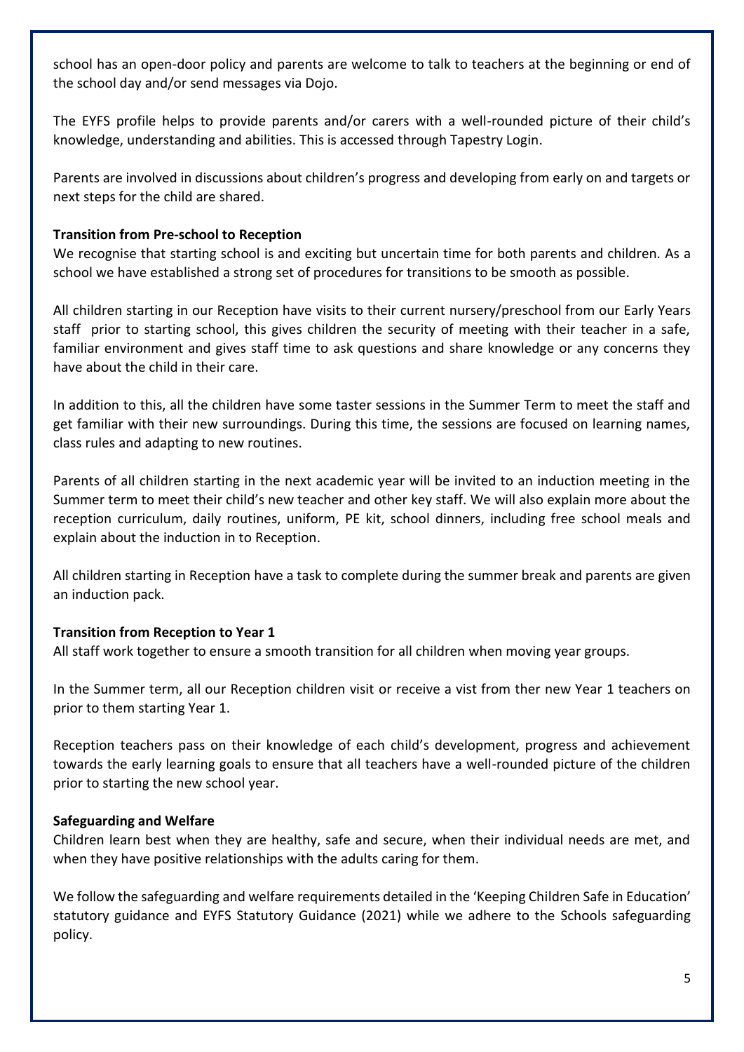school has an open-door policy and parents are welcome to talk to teachers at the beginning or end of the school day and/or send messages via Dojo.

The EYFS profile helps to provide parents and/or carers with a well-rounded picture of their child's knowledge, understanding and abilities. This is accessed through Tapestry Login.

Parents are involved in discussions about children's progress and developing from early on and targets or next steps for the child are shared.

**Transition from Pre-school to Reception**

We recognise that starting school is and exciting but uncertain time for both parents and children. As a school we have established a strong set of procedures for transitions to be smooth as possible.

All children starting in our Reception have visits to their current nursery/preschool from our Early Years staff prior to starting school, this gives children the security of meeting with their teacher in a safe, familiar environment and gives staff time to ask questions and share knowledge or any concerns they have about the child in their care.

In addition to this, all the children have some taster sessions in the Summer Term to meet the staff and get familiar with their new surroundings. During this time, the sessions are focused on learning names, class rules and adapting to new routines.

Parents of all children starting in the next academic year will be invited to an induction meeting in the Summer term to meet their child's new teacher and other key staff. We will also explain more about the reception curriculum, daily routines, uniform, PE kit, school dinners, including free school meals and explain about the induction in to Reception.

All children starting in Reception have a task to complete during the summer break and parents are given an induction pack.

**Transition from Reception to Year 1**

All staff work together to ensure a smooth transition for all children when moving year groups.

In the Summer term, all our Reception children visit or receive a vist from ther new Year 1 teachers on prior to them starting Year 1.

Reception teachers pass on their knowledge of each child's development, progress and achievement towards the early learning goals to ensure that all teachers have a well-rounded picture of the children prior to starting the new school year.

**Safeguarding and Welfare**

Children learn best when they are healthy, safe and secure, when their individual needs are met, and when they have positive relationships with the adults caring for them.

We follow the safeguarding and welfare requirements detailed in the 'Keeping Children Safe in Education' statutory guidance and EYFS Statutory Guidance (2021) while we adhere to the Schools safeguarding policy.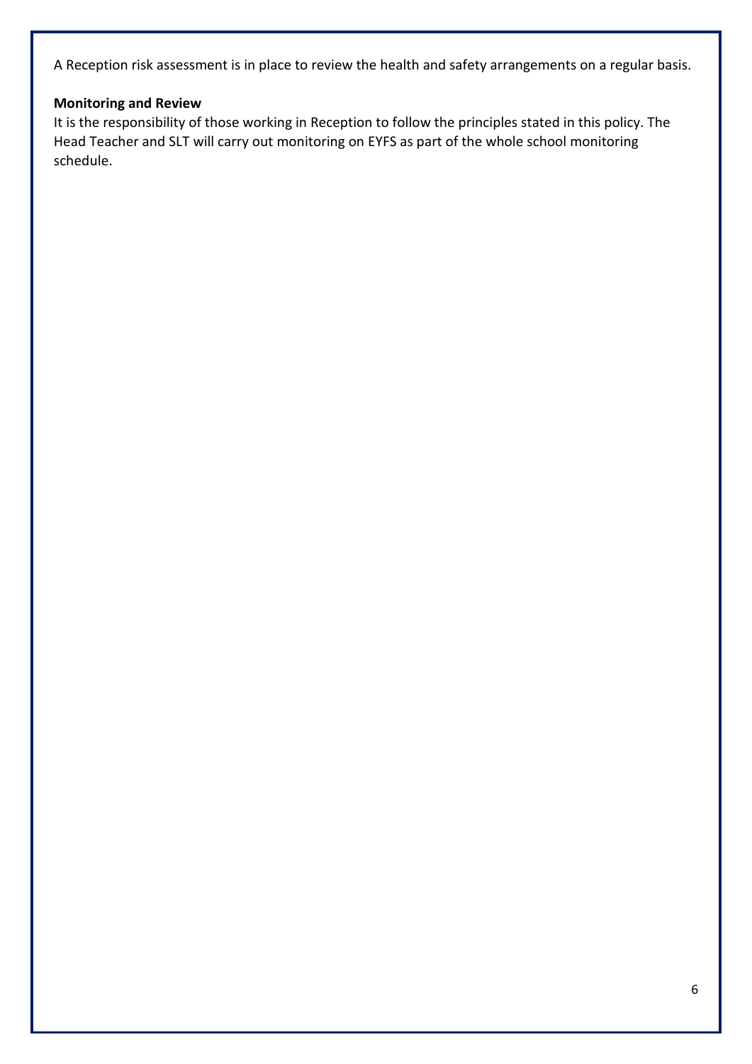A Reception risk assessment is in place to review the health and safety arrangements on a regular basis.

**Monitoring and Review**

It is the responsibility of those working in Reception to follow the principles stated in this policy. The Head Teacher and SLT will carry out monitoring on EYFS as part of the whole school monitoring schedule.